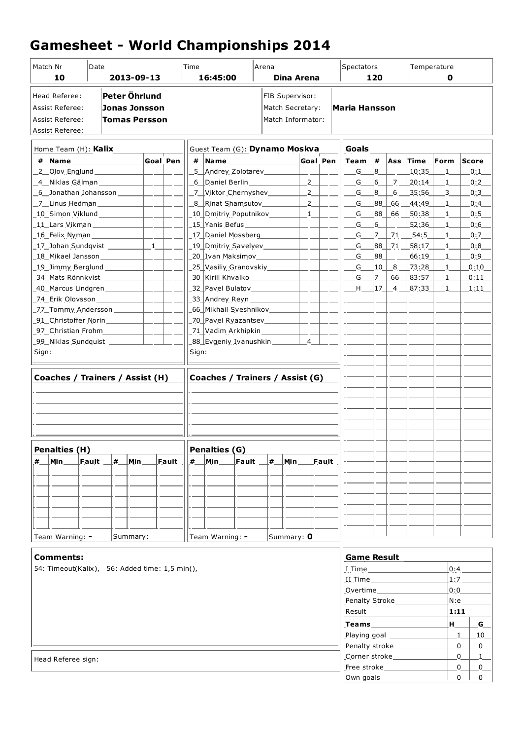# Gamesheet - World Championships 2014

| Match Nr | Date | Time | Arena | Spectators | Temperature |
|---|---|---|---|---|---|
| 10 | 2013-09-13 | 16:45:00 | Dina Arena | 120 | 0 |

| | | | |
|---|---|---|---|
| Head Referee: | **Peter Öhrlund** | FIB Supervisor: | |
| Assist Referee: | **Jonas Jonsson** | Match Secretary: | **Maria Hansson** |
| Assist Referee: | **Tomas Persson** | Match Informator: | |
| Assist Referee: | | | |

## Home Team (H): **Kalix**

| # | Name | Goal | Pen |
|---|---|---|---|
| 2 | Olov Englund | | |
| 4 | Niklas Gälman | | |
| 6 | Jonathan Johansson | | |
| 7 | Linus Hedman | | |
| 10 | Simon Viklund | | |
| 11 | Lars Vikman | | |
| 16 | Felix Nyman | | |
| 17 | Johan Sundqvist | 1 | |
| 18 | Mikael Jansson | | |
| 19 | Jimmy Berglund | | |
| 34 | Mats Rönnkvist | | |
| 40 | Marcus Lindgren | | |
| 74 | Erik Olovsson | | |
| 77 | Tommy Andersson | | |
| 91 | Christoffer Norin | | |
| 97 | Christian Frohm | | |
| 99 | Niklas Sundquist | | |

Sign:

## Guest Team (G): **Dynamo Moskva**

| # | Name | Goal | Pen |
|---|---|---|---|
| 5 | Andrey Zolotarev | | |
| 6 | Daniel Berlin | 2 | |
| 7 | Viktor Chernyshev | 2 | |
| 8 | Rinat Shamsutov | 2 | |
| 10 | Dmitriy Poputnikov | 1 | |
| 15 | Yanis Befus | | |
| 17 | Daniel Mossberg | | |
| 19 | Dmitriy Savelyev | | |
| 20 | Ivan Maksimov | | |
| 25 | Vasiliy Granovskiy | | |
| 30 | Kirill Khvalko | | |
| 32 | Pavel Bulatov | | |
| 33 | Andrey Reyn | | |
| 66 | Mikhail Sveshnikov | | |
| 70 | Pavel Ryazantsev | | |
| 71 | Vadim Arkhipkin | | |
| 88 | Evgeniy Ivanushkin | 4 | |

Sign:

## Goals

| Team | # | Ass | Time | Form | Score |
|---|---|---|---|---|---|
| G | 8 | | 10:35 | 1 | 0:1 |
| G | 6 | 7 | 20:14 | 1 | 0:2 |
| G | 8 | 6 | 35:56 | 3 | 0:3 |
| G | 88 | 66 | 44:49 | 1 | 0:4 |
| G | 88 | 66 | 50:38 | 1 | 0:5 |
| G | 6 | | 52:36 | 1 | 0:6 |
| G | 7 | 71 | 54:5 | 1 | 0:7 |
| G | 88 | 71 | 58:17 | 1 | 0:8 |
| G | 88 | | 66:19 | 1 | 0:9 |
| G | 10 | 8 | 73:28 | 1 | 0:10 |
| G | 7 | 66 | 83:57 | 1 | 0:11 |
| H | 17 | 4 | 87:33 | 1 | 1:11 |

## Coaches / Trainers / Assist (H)

## Coaches / Trainers / Assist (G)

## Penalties (H)

| # | Min | Fault | # | Min | Fault |
|---|---|---|---|---|---|
| | | | | | |

Team Warning: **-** Summary:

## Penalties (G)

| # | Min | Fault | # | Min | Fault |
|---|---|---|---|---|---|
| | | | | | |

Team Warning: **-** Summary: **0**

## Comments:

54: Timeout(Kalix), 56: Added time: 1,5 min(),

Head Referee sign:

## Game Result

| | |
|---|---|
| I Time | 0:4 |
| II Time | 1:7 |
| Overtime | 0:0 |
| Penalty Stroke | N:e |
| Result | **1:11** |

| Teams | H | G |
|---|---|---|
| Playing goal | 1 | 10 |
| Penalty stroke | 0 | 0 |
| Corner stroke | 0 | 1 |
| Free stroke | 0 | 0 |
| Own goals | 0 | 0 |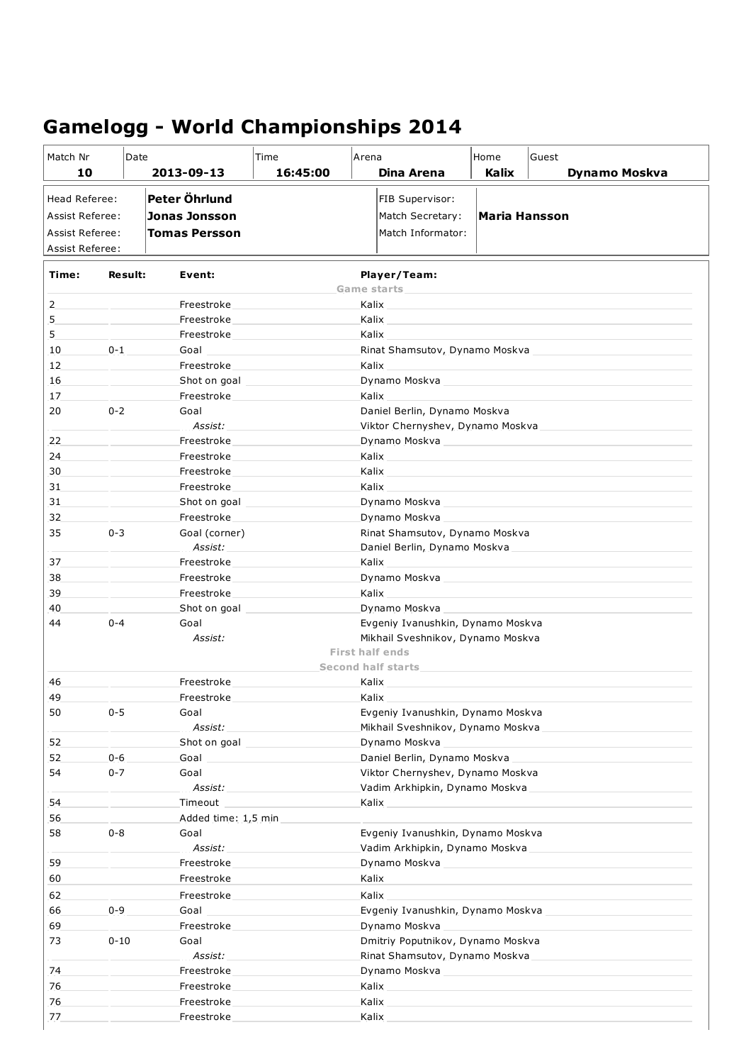# Gamelogg - World Championships 2014

| Match Nr | Date | Time | Arena | Home | Guest |
|---|---|---|---|---|---|
| **10** | **2013-09-13** | **16:45:00** | **Dina Arena** | **Kalix** | **Dynamo Moskva** |

| | | | |
|---|---|---|---|
| Head Referee: | **Peter Öhrlund** | FIB Supervisor: | |
| Assist Referee: | **Jonas Jonsson** | Match Secretary: | **Maria Hansson** |
| Assist Referee: | **Tomas Persson** | Match Informator: | |
| Assist Referee: | | | |

| Time: | Result: | Event: | Player/Team: |
|---|---|---|---|
| | | | **Game starts** |
| 2 | | Freestroke | Kalix |
| 5 | | Freestroke | Kalix |
| 5 | | Freestroke | Kalix |
| 10 | 0-1 | Goal | Rinat Shamsutov, Dynamo Moskva |
| 12 | | Freestroke | Kalix |
| 16 | | Shot on goal | Dynamo Moskva |
| 17 | | Freestroke | Kalix |
| 20 | 0-2 | Goal | Daniel Berlin, Dynamo Moskva |
| | | *Assist:* | Viktor Chernyshev, Dynamo Moskva |
| 22 | | Freestroke | Dynamo Moskva |
| 24 | | Freestroke | Kalix |
| 30 | | Freestroke | Kalix |
| 31 | | Freestroke | Kalix |
| 31 | | Shot on goal | Dynamo Moskva |
| 32 | | Freestroke | Dynamo Moskva |
| 35 | 0-3 | Goal (corner) | Rinat Shamsutov, Dynamo Moskva |
| | | *Assist:* | Daniel Berlin, Dynamo Moskva |
| 37 | | Freestroke | Kalix |
| 38 | | Freestroke | Dynamo Moskva |
| 39 | | Freestroke | Kalix |
| 40 | | Shot on goal | Dynamo Moskva |
| 44 | 0-4 | Goal | Evgeniy Ivanushkin, Dynamo Moskva |
| | | *Assist:* | Mikhail Sveshnikov, Dynamo Moskva |
| | | | **First half ends** |
| | | | **Second half starts** |
| 46 | | Freestroke | Kalix |
| 49 | | Freestroke | Kalix |
| 50 | 0-5 | Goal | Evgeniy Ivanushkin, Dynamo Moskva |
| | | *Assist:* | Mikhail Sveshnikov, Dynamo Moskva |
| 52 | | Shot on goal | Dynamo Moskva |
| 52 | 0-6 | Goal | Daniel Berlin, Dynamo Moskva |
| 54 | 0-7 | Goal | Viktor Chernyshev, Dynamo Moskva |
| | | *Assist:* | Vadim Arkhipkin, Dynamo Moskva |
| 54 | | Timeout | Kalix |
| 56 | | Added time: 1,5 min | |
| 58 | 0-8 | Goal | Evgeniy Ivanushkin, Dynamo Moskva |
| | | *Assist:* | Vadim Arkhipkin, Dynamo Moskva |
| 59 | | Freestroke | Dynamo Moskva |
| 60 | | Freestroke | Kalix |
| 62 | | Freestroke | Kalix |
| 66 | 0-9 | Goal | Evgeniy Ivanushkin, Dynamo Moskva |
| 69 | | Freestroke | Dynamo Moskva |
| 73 | 0-10 | Goal | Dmitriy Poputnikov, Dynamo Moskva |
| | | *Assist:* | Rinat Shamsutov, Dynamo Moskva |
| 74 | | Freestroke | Dynamo Moskva |
| 76 | | Freestroke | Kalix |
| 76 | | Freestroke | Kalix |
| 77 | | Freestroke | Kalix |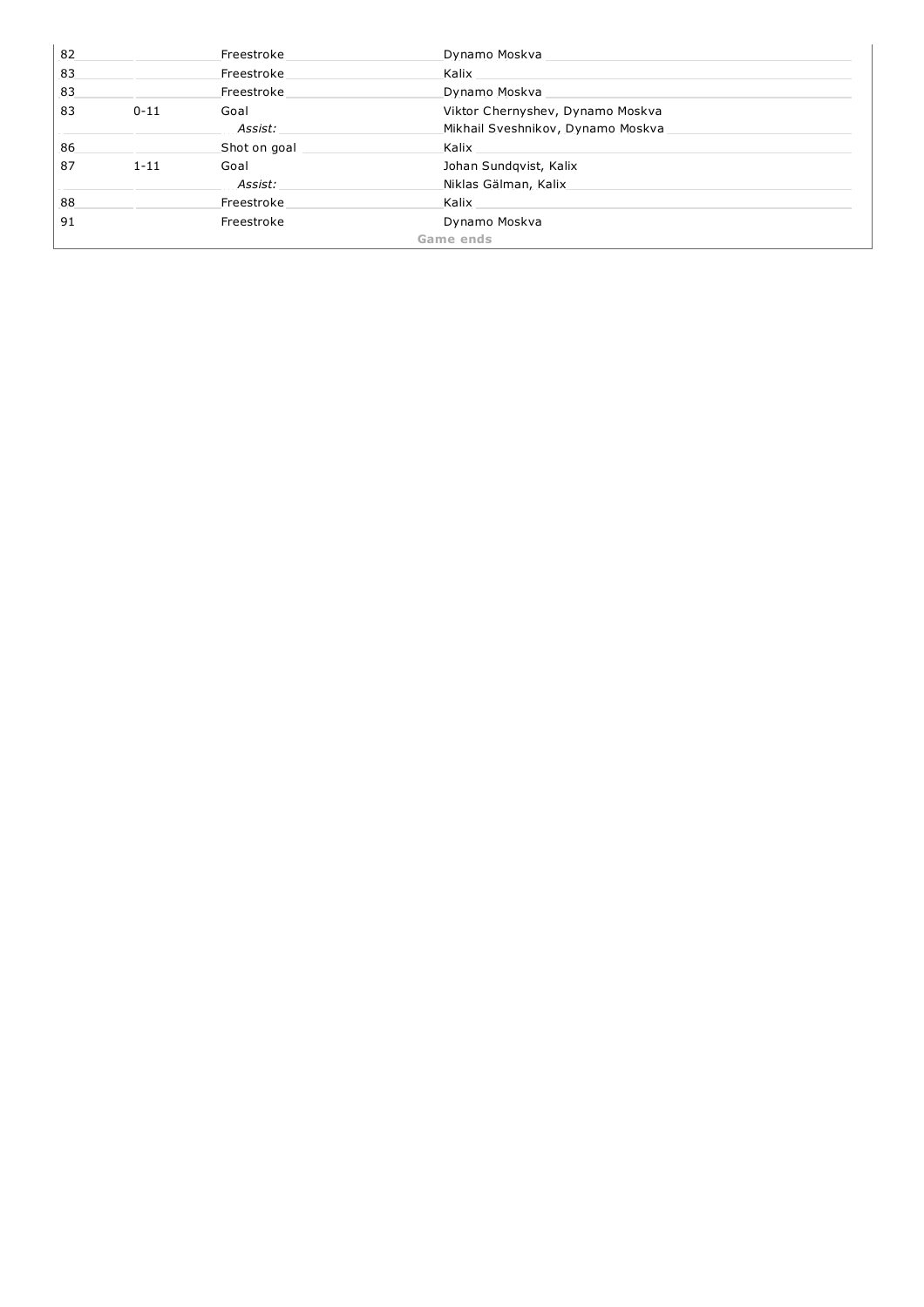| | | | |
|---|---|---|---|
| 82 | | Freestroke | Dynamo Moskva |
| 83 | | Freestroke | Kalix |
| 83 | | Freestroke | Dynamo Moskva |
| 83 | 0-11 | Goal | Viktor Chernyshev, Dynamo Moskva |
| | | *Assist:* | Mikhail Sveshnikov, Dynamo Moskva |
| 86 | | Shot on goal | Kalix |
| 87 | 1-11 | Goal | Johan Sundqvist, Kalix |
| | | *Assist:* | Niklas Gälman, Kalix |
| 88 | | Freestroke | Kalix |
| 91 | | Freestroke | Dynamo Moskva |
| | | **Game ends** | |